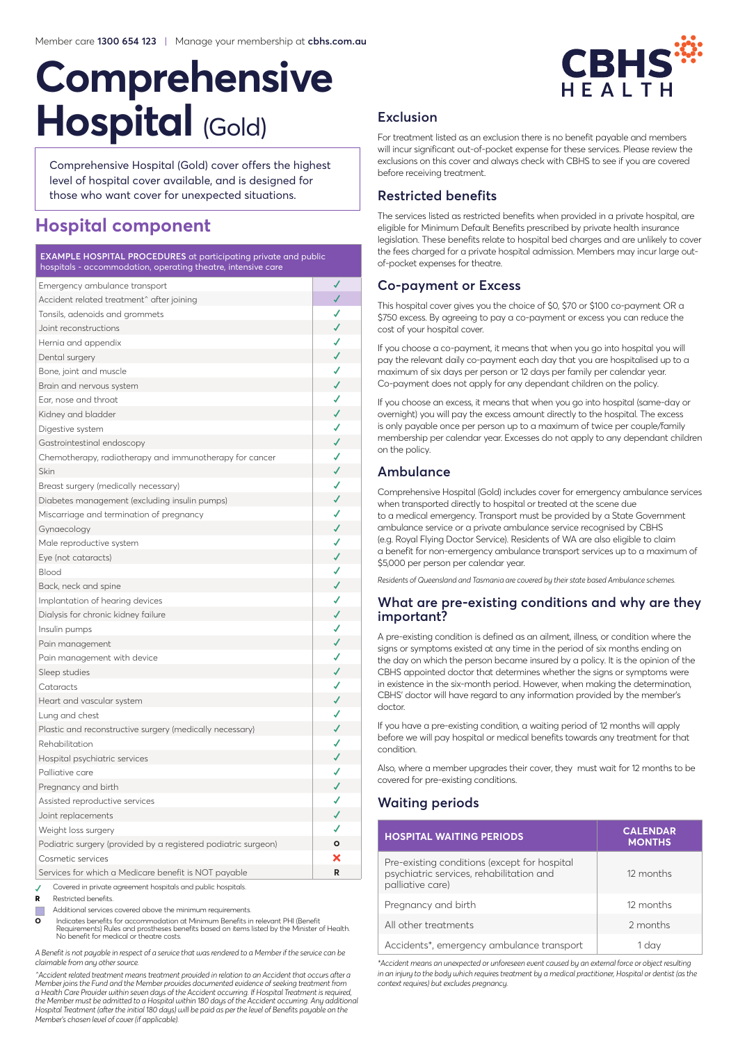Member care **1300 654 123** | Manage your membership at **cbhs.com.au**

# Comprehensive Hospital (Gold)

Comprehensive Hospital (Gold) cover offers the highest level of hospital cover available, and is designed for those who want cover for unexpected situations.

## Hospital component

| **EXAMPLE HOSPITAL PROCEDURES** at participating private and public hospitals - accommodation, operating theatre, intensive care | |
|---|---|
| Emergency ambulance transport | ✓ |
| Accident related treatment^ after joining | ✓ |
| Tonsils, adenoids and grommets | ✓ |
| Joint reconstructions | ✓ |
| Hernia and appendix | ✓ |
| Dental surgery | ✓ |
| Bone, joint and muscle | ✓ |
| Brain and nervous system | ✓ |
| Ear, nose and throat | ✓ |
| Kidney and bladder | ✓ |
| Digestive system | ✓ |
| Gastrointestinal endoscopy | ✓ |
| Chemotherapy, radiotherapy and immunotherapy for cancer | ✓ |
| Skin | ✓ |
| Breast surgery (medically necessary) | ✓ |
| Diabetes management (excluding insulin pumps) | ✓ |
| Miscarriage and termination of pregnancy | ✓ |
| Gynaecology | ✓ |
| Male reproductive system | ✓ |
| Eye (not cataracts) | ✓ |
| Blood | ✓ |
| Back, neck and spine | ✓ |
| Implantation of hearing devices | ✓ |
| Dialysis for chronic kidney failure | ✓ |
| Insulin pumps | ✓ |
| Pain management | ✓ |
| Pain management with device | ✓ |
| Sleep studies | ✓ |
| Cataracts | ✓ |
| Heart and vascular system | ✓ |
| Lung and chest | ✓ |
| Plastic and reconstructive surgery (medically necessary) | ✓ |
| Rehabilitation | ✓ |
| Hospital psychiatric services | ✓ |
| Palliative care | ✓ |
| Pregnancy and birth | ✓ |
| Assisted reproductive services | ✓ |
| Joint replacements | ✓ |
| Weight loss surgery | ✓ |
| Podiatric surgery (provided by a registered podiatric surgeon) | O |
| Cosmetic services | ✗ |
| Services for which a Medicare benefit is NOT payable | R |

✓ Covered in private agreement hospitals and public hospitals.

**R** Restricted benefits.

■ Additional services covered above the minimum requirements.

**O** Indicates benefits for accommodation at Minimum Benefits in relevant PHI (Benefit Requirements) Rules and prostheses benefits based on items listed by the Minister of Health. No benefit for medical or theatre costs.

*A Benefit is not payable in respect of a service that was rendered to a Member if the service can be claimable from any other source.*

*^Accident related treatment means treatment provided in relation to an Accident that occurs after a Member joins the Fund and the Member provides documented evidence of seeking treatment from a Health Care Provider within seven days of the Accident occurring. If Hospital Treatment is required, the Member must be admitted to a Hospital within 180 days of the Accident occurring. Any additional Hospital Treatment (after the initial 180 days) will be paid as per the level of Benefits payable on the Member's chosen level of cover (if applicable).*

### Exclusion

For treatment listed as an exclusion there is no benefit payable and members will incur significant out-of-pocket expense for these services. Please review the exclusions on this cover and always check with CBHS to see if you are covered before receiving treatment.

### Restricted benefits

The services listed as restricted benefits when provided in a private hospital, are eligible for Minimum Default Benefits prescribed by private health insurance legislation. These benefits relate to hospital bed charges and are unlikely to cover the fees charged for a private hospital admission. Members may incur large out-of-pocket expenses for theatre.

### Co-payment or Excess

This hospital cover gives you the choice of $0, $70 or $100 co-payment OR a $750 excess. By agreeing to pay a co-payment or excess you can reduce the cost of your hospital cover.

If you choose a co-payment, it means that when you go into hospital you will pay the relevant daily co-payment each day that you are hospitalised up to a maximum of six days per person or 12 days per family per calendar year. Co-payment does not apply for any dependant children on the policy.

If you choose an excess, it means that when you go into hospital (same-day or overnight) you will pay the excess amount directly to the hospital. The excess is only payable once per person up to a maximum of twice per couple/family membership per calendar year. Excesses do not apply to any dependant children on the policy.

### Ambulance

Comprehensive Hospital (Gold) includes cover for emergency ambulance services when transported directly to hospital or treated at the scene due to a medical emergency. Transport must be provided by a State Government ambulance service or a private ambulance service recognised by CBHS (e.g. Royal Flying Doctor Service). Residents of WA are also eligible to claim a benefit for non-emergency ambulance transport services up to a maximum of $5,000 per person per calendar year.

*Residents of Queensland and Tasmania are covered by their state based Ambulance schemes.*

### What are pre-existing conditions and why are they important?

A pre-existing condition is defined as an ailment, illness, or condition where the signs or symptoms existed at any time in the period of six months ending on the day on which the person became insured by a policy. It is the opinion of the CBHS appointed doctor that determines whether the signs or symptoms were in existence in the six-month period. However, when making the determination, CBHS' doctor will have regard to any information provided by the member's doctor.

If you have a pre-existing condition, a waiting period of 12 months will apply before we will pay hospital or medical benefits towards any treatment for that condition.

Also, where a member upgrades their cover, they must wait for 12 months to be covered for pre-existing conditions.

### Waiting periods

| HOSPITAL WAITING PERIODS | CALENDAR MONTHS |
|---|---|
| Pre-existing conditions (except for hospital psychiatric services, rehabilitation and palliative care) | 12 months |
| Pregnancy and birth | 12 months |
| All other treatments | 2 months |
| Accidents*, emergency ambulance transport | 1 day |

*\*Accident means an unexpected or unforeseen event caused by an external force or object resulting in an injury to the body which requires treatment by a medical practitioner, Hospital or dentist (as the context requires) but excludes pregnancy.*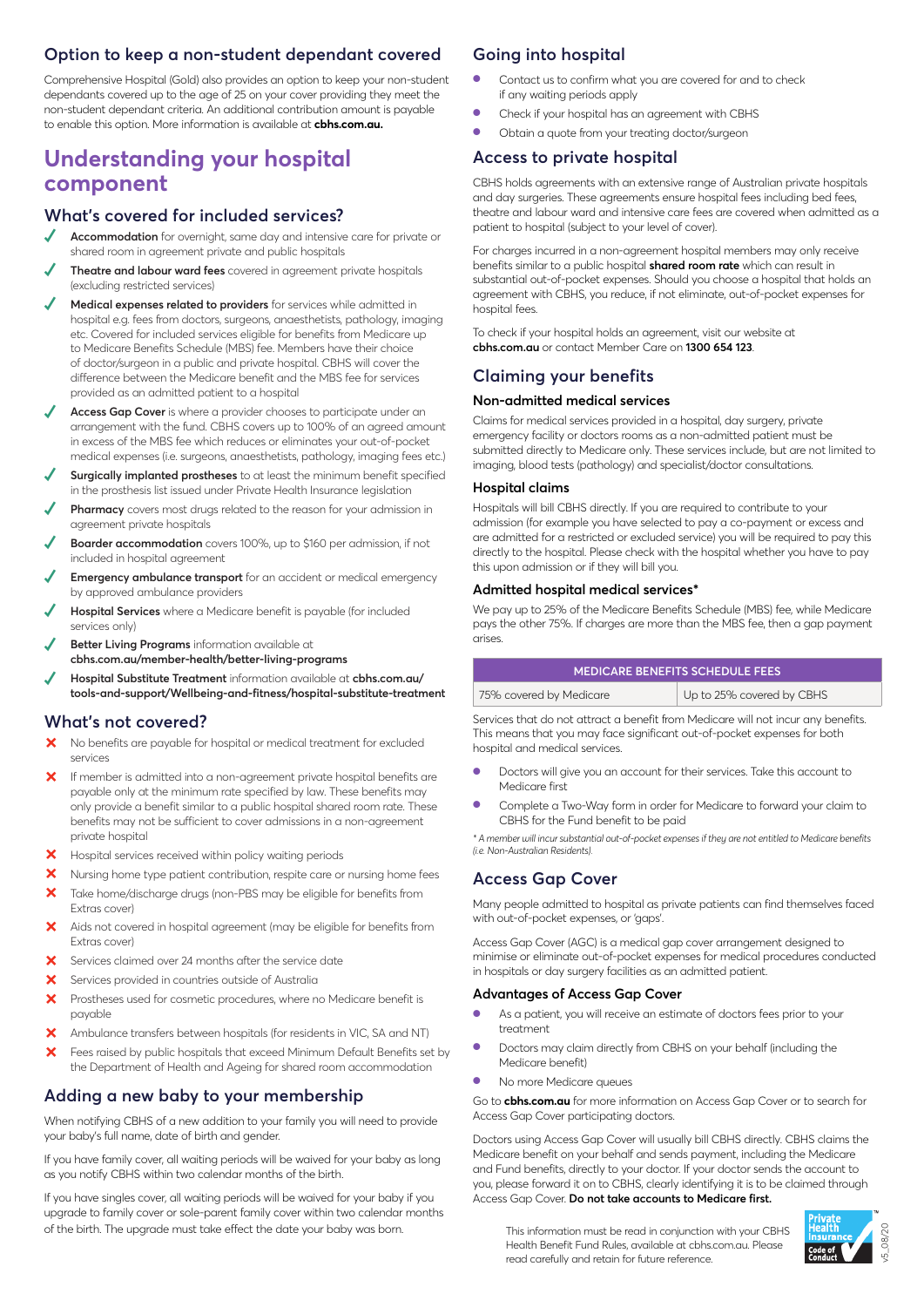## Option to keep a non-student dependant covered

Comprehensive Hospital (Gold) also provides an option to keep your non-student dependants covered up to the age of 25 on your cover providing they meet the non-student dependant criteria. An additional contribution amount is payable to enable this option. More information is available at **cbhs.com.au.**

# Understanding your hospital component

## What's covered for included services?

- ✓ **Accommodation** for overnight, same day and intensive care for private or shared room in agreement private and public hospitals
- ✓ **Theatre and labour ward fees** covered in agreement private hospitals (excluding restricted services)
- ✓ **Medical expenses related to providers** for services while admitted in hospital e.g. fees from doctors, surgeons, anaesthetists, pathology, imaging etc. Covered for included services eligible for benefits from Medicare up to Medicare Benefits Schedule (MBS) fee. Members have their choice of doctor/surgeon in a public and private hospital. CBHS will cover the difference between the Medicare benefit and the MBS fee for services provided as an admitted patient to a hospital
- ✓ **Access Gap Cover** is where a provider chooses to participate under an arrangement with the fund. CBHS covers up to 100% of an agreed amount in excess of the MBS fee which reduces or eliminates your out-of-pocket medical expenses (i.e. surgeons, anaesthetists, pathology, imaging fees etc.)
- ✓ **Surgically implanted prostheses** to at least the minimum benefit specified in the prosthesis list issued under Private Health Insurance legislation
- ✓ **Pharmacy** covers most drugs related to the reason for your admission in agreement private hospitals
- ✓ **Boarder accommodation** covers 100%, up to $160 per admission, if not included in hospital agreement
- ✓ **Emergency ambulance transport** for an accident or medical emergency by approved ambulance providers
- ✓ **Hospital Services** where a Medicare benefit is payable (for included services only)
- ✓ **Better Living Programs** information available at **cbhs.com.au/member-health/better-living-programs**
- ✓ **Hospital Substitute Treatment** information available at **cbhs.com.au/tools-and-support/Wellbeing-and-fitness/hospital-substitute-treatment**

## What's not covered?

- ✗ No benefits are payable for hospital or medical treatment for excluded services
- ✗ If member is admitted into a non-agreement private hospital benefits are payable only at the minimum rate specified by law. These benefits may only provide a benefit similar to a public hospital shared room rate. These benefits may not be sufficient to cover admissions in a non-agreement private hospital
- ✗ Hospital services received within policy waiting periods
- ✗ Nursing home type patient contribution, respite care or nursing home fees
- ✗ Take home/discharge drugs (non-PBS may be eligible for benefits from Extras cover)
- ✗ Aids not covered in hospital agreement (may be eligible for benefits from Extras cover)
- ✗ Services claimed over 24 months after the service date
- ✗ Services provided in countries outside of Australia
- ✗ Prostheses used for cosmetic procedures, where no Medicare benefit is payable
- ✗ Ambulance transfers between hospitals (for residents in VIC, SA and NT)
- ✗ Fees raised by public hospitals that exceed Minimum Default Benefits set by the Department of Health and Ageing for shared room accommodation

## Adding a new baby to your membership

When notifying CBHS of a new addition to your family you will need to provide your baby's full name, date of birth and gender.

If you have family cover, all waiting periods will be waived for your baby as long as you notify CBHS within two calendar months of the birth.

If you have singles cover, all waiting periods will be waived for your baby if you upgrade to family cover or sole-parent family cover within two calendar months of the birth. The upgrade must take effect the date your baby was born.

## Going into hospital

- Contact us to confirm what you are covered for and to check if any waiting periods apply
- Check if your hospital has an agreement with CBHS
- Obtain a quote from your treating doctor/surgeon

## Access to private hospital

CBHS holds agreements with an extensive range of Australian private hospitals and day surgeries. These agreements ensure hospital fees including bed fees, theatre and labour ward and intensive care fees are covered when admitted as a patient to hospital (subject to your level of cover).

For charges incurred in a non-agreement hospital members may only receive benefits similar to a public hospital **shared room rate** which can result in substantial out-of-pocket expenses. Should you choose a hospital that holds an agreement with CBHS, you reduce, if not eliminate, out-of-pocket expenses for hospital fees.

To check if your hospital holds an agreement, visit our website at **cbhs.com.au** or contact Member Care on **1300 654 123**.

## Claiming your benefits

### Non-admitted medical services

Claims for medical services provided in a hospital, day surgery, private emergency facility or doctors rooms as a non-admitted patient must be submitted directly to Medicare only. These services include, but are not limited to imaging, blood tests (pathology) and specialist/doctor consultations.

### Hospital claims

Hospitals will bill CBHS directly. If you are required to contribute to your admission (for example you have selected to pay a co-payment or excess and are admitted for a restricted or excluded service) you will be required to pay this directly to the hospital. Please check with the hospital whether you have to pay this upon admission or if they will bill you.

### Admitted hospital medical services*

We pay up to 25% of the Medicare Benefits Schedule (MBS) fee, while Medicare pays the other 75%. If charges are more than the MBS fee, then a gap payment arises.

| MEDICARE BENEFITS SCHEDULE FEES | |
|---|---|
| 75% covered by Medicare | Up to 25% covered by CBHS |

Services that do not attract a benefit from Medicare will not incur any benefits. This means that you may face significant out-of-pocket expenses for both hospital and medical services.

- Doctors will give you an account for their services. Take this account to Medicare first
- Complete a Two-Way form in order for Medicare to forward your claim to CBHS for the Fund benefit to be paid

*\* A member will incur substantial out-of-pocket expenses if they are not entitled to Medicare benefits (i.e. Non-Australian Residents).*

## Access Gap Cover

Many people admitted to hospital as private patients can find themselves faced with out-of-pocket expenses, or 'gaps'.

Access Gap Cover (AGC) is a medical gap cover arrangement designed to minimise or eliminate out-of-pocket expenses for medical procedures conducted in hospitals or day surgery facilities as an admitted patient.

### Advantages of Access Gap Cover

- As a patient, you will receive an estimate of doctors fees prior to your treatment
- Doctors may claim directly from CBHS on your behalf (including the Medicare benefit)
- No more Medicare queues

Go to **cbhs.com.au** for more information on Access Gap Cover or to search for Access Gap Cover participating doctors.

Doctors using Access Gap Cover will usually bill CBHS directly. CBHS claims the Medicare benefit on your behalf and sends payment, including the Medicare and Fund benefits, directly to your doctor. If your doctor sends the account to you, please forward it on to CBHS, clearly identifying it is to be claimed through Access Gap Cover. **Do not take accounts to Medicare first.**

This information must be read in conjunction with your CBHS Health Benefit Fund Rules, available at cbhs.com.au. Please read carefully and retain for future reference.

Private Health Insurance Code of Conduct

v5_08/20